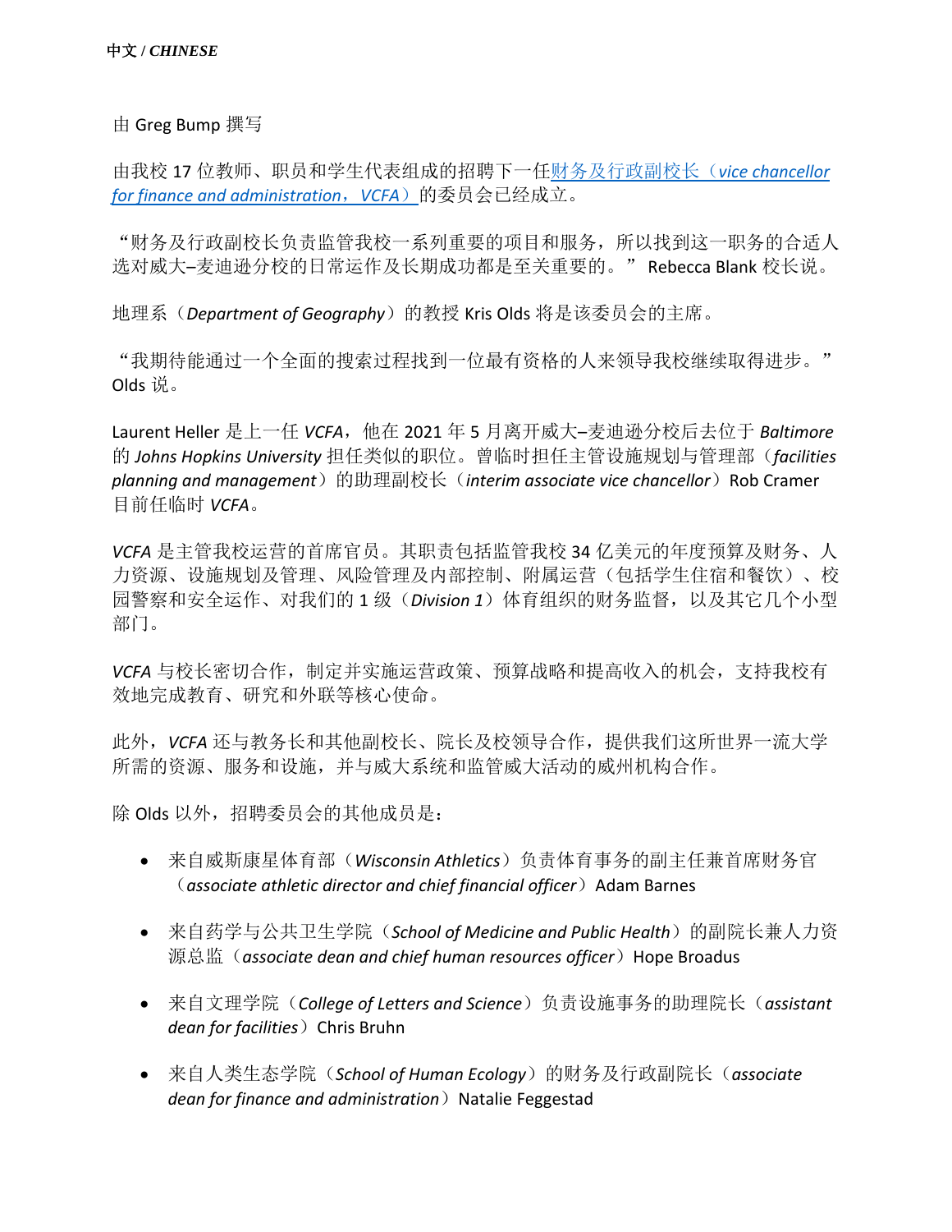**中文 / *CHINESE***

由 Greg Bump 撰写

由我校 17 位教师、职员和学生代表组成的招聘下一任[财务及行政副校长（*vice chancellor for finance and administration*，*VCFA*）]的委员会已经成立。

“财务及行政副校长负责监管我校一系列重要的项目和服务，所以找到这一职务的合适人选对威大–麦迪逊分校的日常运作及长期成功都是至关重要的。” Rebecca Blank 校长说。

地理系（*Department of Geography*）的教授 Kris Olds 将是该委员会的主席。

“我期待能通过一个全面的搜索过程找到一位最有资格的人来领导我校继续取得进步。” Olds 说。

Laurent Heller 是上一任 *VCFA*，他在 2021 年 5 月离开威大–麦迪逊分校后去位于 *Baltimore* 的 *Johns Hopkins University* 担任类似的职位。曾临时担任主管设施规划与管理部（*facilities planning and management*）的助理副校长（*interim associate vice chancellor*）Rob Cramer 目前任临时 *VCFA*。

*VCFA* 是主管我校运营的首席官员。其职责包括监管我校 34 亿美元的年度预算及财务、人力资源、设施规划及管理、风险管理及内部控制、附属运营（包括学生住宿和餐饮）、校园警察和安全运作、对我们的 1 级（*Division 1*）体育组织的财务监督，以及其它几个小型部门。

*VCFA* 与校长密切合作，制定并实施运营政策、预算战略和提高收入的机会，支持我校有效地完成教育、研究和外联等核心使命。

此外，*VCFA* 还与教务长和其他副校长、院长及校领导合作，提供我们这所世界一流大学所需的资源、服务和设施，并与威大系统和监管威大活动的威州机构合作。

除 Olds 以外，招聘委员会的其他成员是：

- 来自威斯康星体育部（*Wisconsin Athletics*）负责体育事务的副主任兼首席财务官（*associate athletic director and chief financial officer*）Adam Barnes
- 来自药学与公共卫生学院（*School of Medicine and Public Health*）的副院长兼人力资源总监（*associate dean and chief human resources officer*）Hope Broadus
- 来自文理学院（*College of Letters and Science*）负责设施事务的助理院长（*assistant dean for facilities*）Chris Bruhn
- 来自人类生态学院（*School of Human Ecology*）的财务及行政副院长（*associate dean for finance and administration*）Natalie Feggestad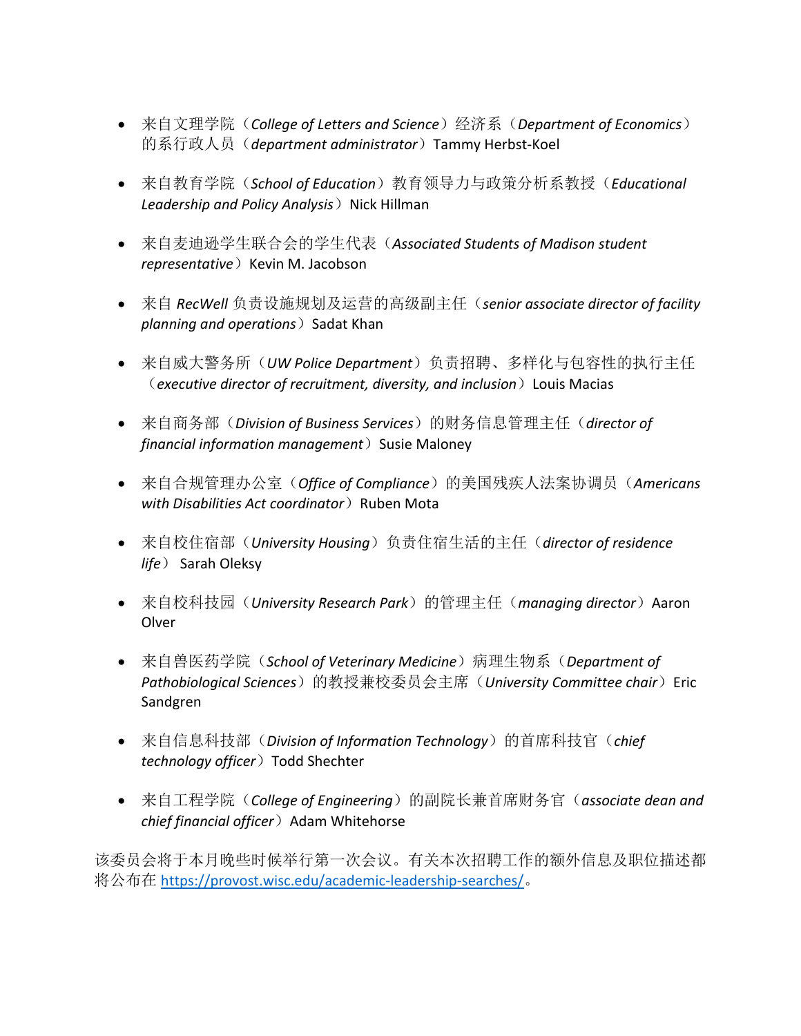- 来自文理学院（*College of Letters and Science*）经济系（*Department of Economics*）的系行政人员（*department administrator*）Tammy Herbst-Koel
- 来自教育学院（*School of Education*）教育领导力与政策分析系教授（*Educational Leadership and Policy Analysis*）Nick Hillman
- 来自麦迪逊学生联合会的学生代表（*Associated Students of Madison student representative*）Kevin M. Jacobson
- 来自 *RecWell* 负责设施规划及运营的高级副主任（*senior associate director of facility planning and operations*）Sadat Khan
- 来自威大警务所（*UW Police Department*）负责招聘、多样化与包容性的执行主任（*executive director of recruitment, diversity, and inclusion*）Louis Macias
- 来自商务部（*Division of Business Services*）的财务信息管理主任（*director of financial information management*）Susie Maloney
- 来自合规管理办公室（*Office of Compliance*）的美国残疾人法案协调员（*Americans with Disabilities Act coordinator*）Ruben Mota
- 来自校住宿部（*University Housing*）负责住宿生活的主任（*director of residence life*） Sarah Oleksy
- 来自校科技园（*University Research Park*）的管理主任（*managing director*）Aaron Olver
- 来自兽医药学院（*School of Veterinary Medicine*）病理生物系（*Department of Pathobiological Sciences*）的教授兼校委员会主席（*University Committee chair*）Eric Sandgren
- 来自信息科技部（*Division of Information Technology*）的首席科技官（*chief technology officer*）Todd Shechter
- 来自工程学院（*College of Engineering*）的副院长兼首席财务官（*associate dean and chief financial officer*）Adam Whitehorse

该委员会将于本月晚些时候举行第一次会议。有关本次招聘工作的额外信息及职位描述都将公布在 https://provost.wisc.edu/academic-leadership-searches/。